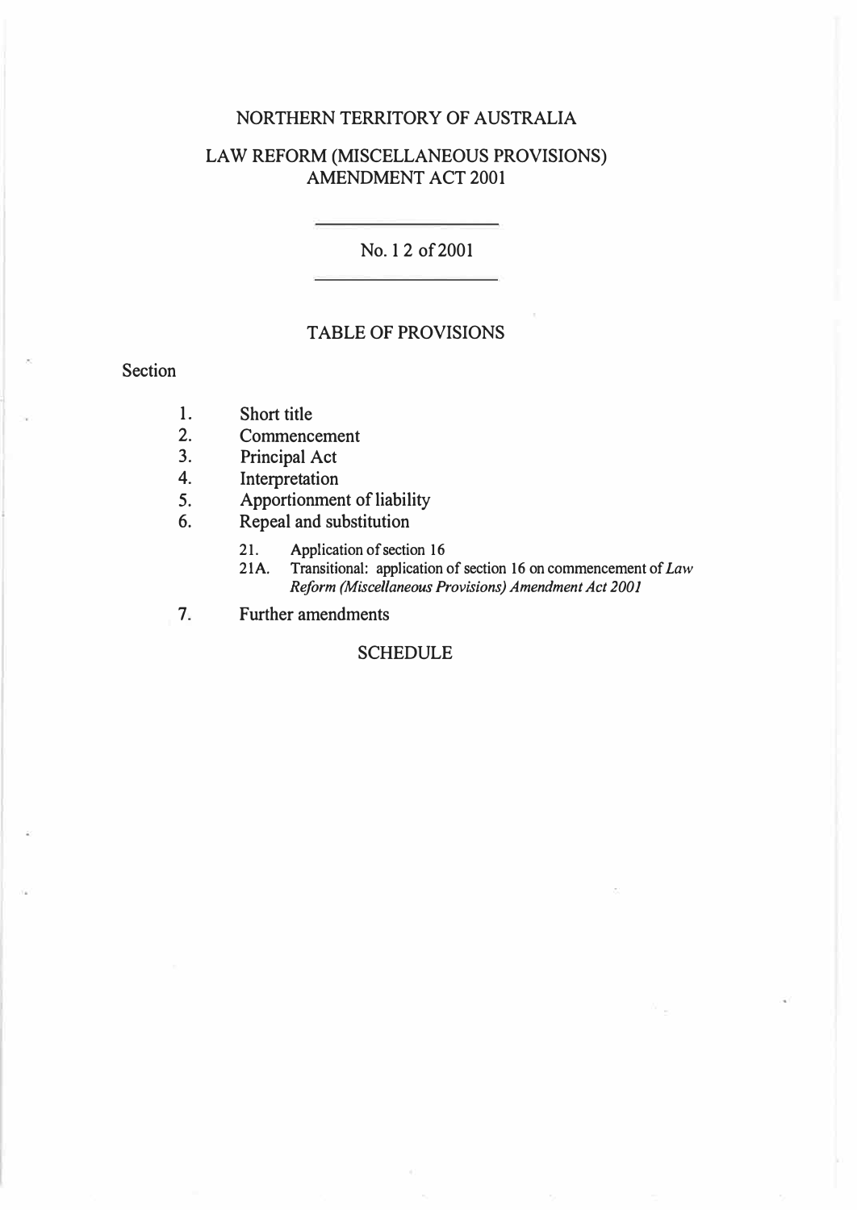# NORTHERN TERRITORY OF AUSTRALIA

## LAW REFORM (MISCELLANEOUS PROVISIONS) AMENDMENT ACT 2001

No. 12 of 2001

### TABLE OF PROVISIONS

Section

1. Short title
2. Commencement
3. Principal Act
4. Interpretation
5. Apportionment of liability
6. Repeal and substitution
   - 21. Application of section 16
   - 21A. Transitional: application of section 16 on commencement of *Law Reform (Miscellaneous Provisions) Amendment Act 2001*
7. Further amendments

SCHEDULE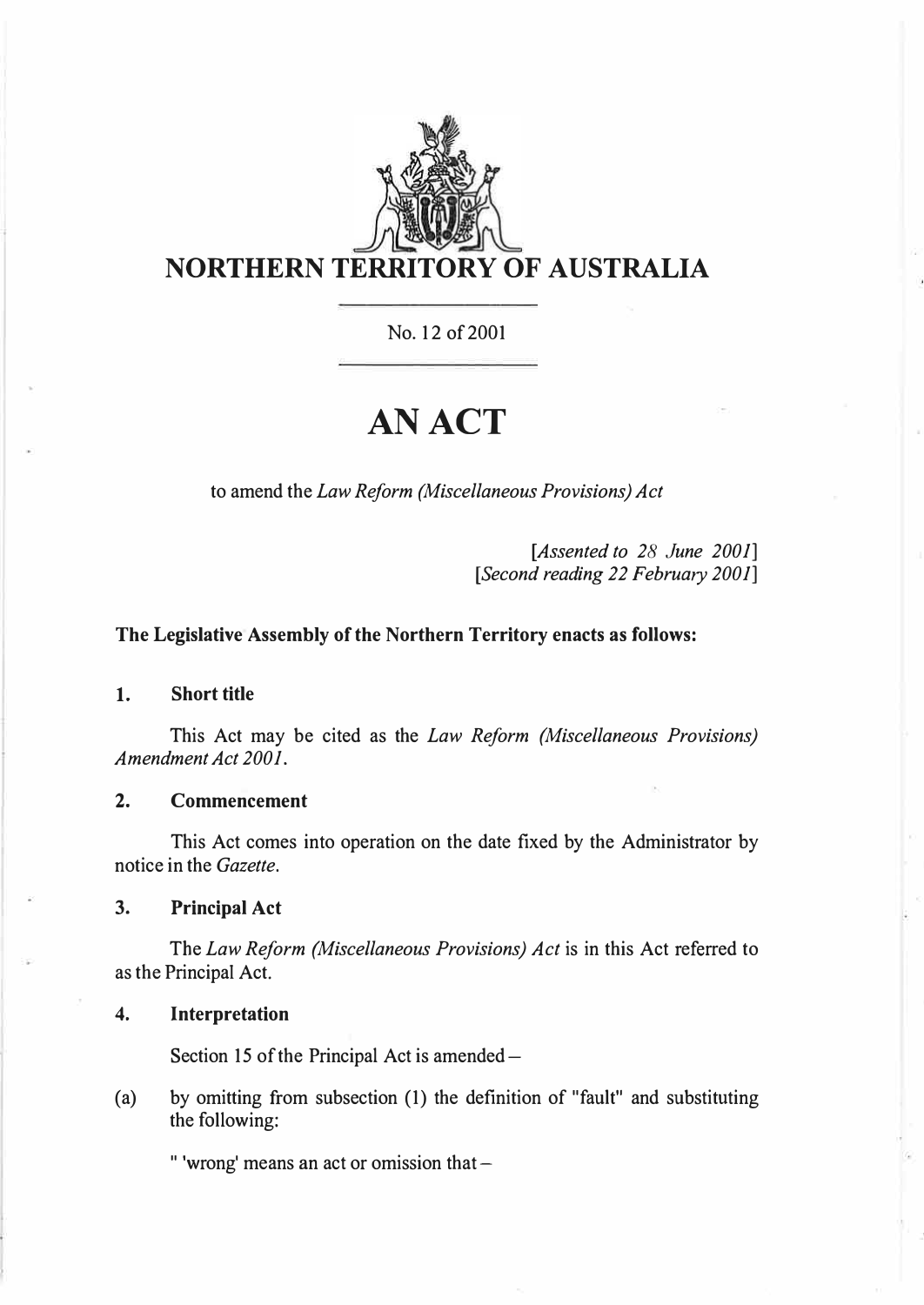# NORTHERN TERRITORY OF AUSTRALIA

No. 12 of 2001

# AN ACT

to amend the *Law Reform (Miscellaneous Provisions) Act*

[*Assented to 28 June 2001*]
[*Second reading 22 February 2001*]

**The Legislative Assembly of the Northern Territory enacts as follows:**

## 1. Short title

This Act may be cited as the *Law Reform (Miscellaneous Provisions) Amendment Act 2001*.

## 2. Commencement

This Act comes into operation on the date fixed by the Administrator by notice in the *Gazette*.

## 3. Principal Act

The *Law Reform (Miscellaneous Provisions) Act* is in this Act referred to as the Principal Act.

## 4. Interpretation

Section 15 of the Principal Act is amended –

(a) by omitting from subsection (1) the definition of "fault" and substituting the following:

" 'wrong' means an act or omission that –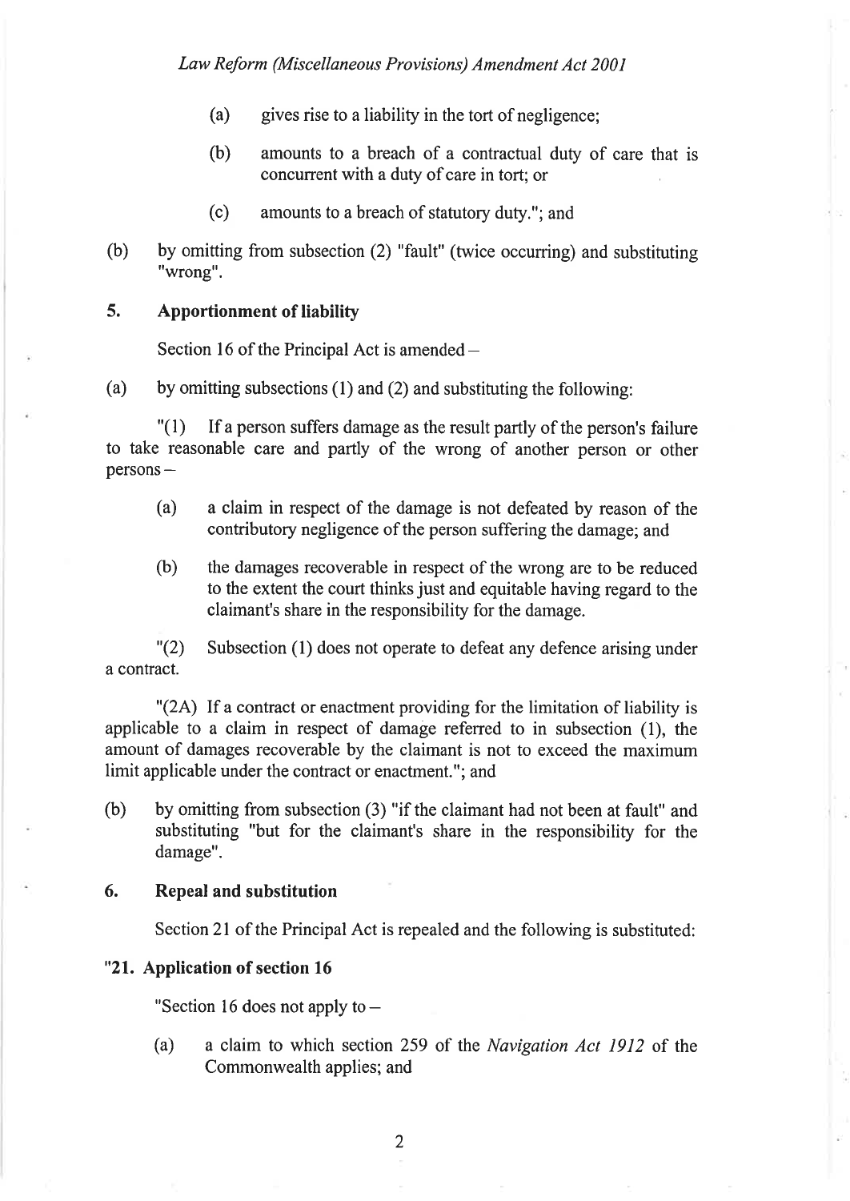(a) gives rise to a liability in the tort of negligence;

(b) amounts to a breach of a contractual duty of care that is concurrent with a duty of care in tort; or

(c) amounts to a breach of statutory duty."; and

(b) by omitting from subsection (2) "fault" (twice occurring) and substituting "wrong".

## 5. Apportionment of liability

Section 16 of the Principal Act is amended –

(a) by omitting subsections (1) and (2) and substituting the following:

"(1) If a person suffers damage as the result partly of the person's failure to take reasonable care and partly of the wrong of another person or other persons –

(a) a claim in respect of the damage is not defeated by reason of the contributory negligence of the person suffering the damage; and

(b) the damages recoverable in respect of the wrong are to be reduced to the extent the court thinks just and equitable having regard to the claimant's share in the responsibility for the damage.

"(2) Subsection (1) does not operate to defeat any defence arising under a contract.

"(2A) If a contract or enactment providing for the limitation of liability is applicable to a claim in respect of damage referred to in subsection (1), the amount of damages recoverable by the claimant is not to exceed the maximum limit applicable under the contract or enactment."; and

(b) by omitting from subsection (3) "if the claimant had not been at fault" and substituting "but for the claimant's share in the responsibility for the damage".

## 6. Repeal and substitution

Section 21 of the Principal Act is repealed and the following is substituted:

### "21. Application of section 16

"Section 16 does not apply to –

(a) a claim to which section 259 of the *Navigation Act 1912* of the Commonwealth applies; and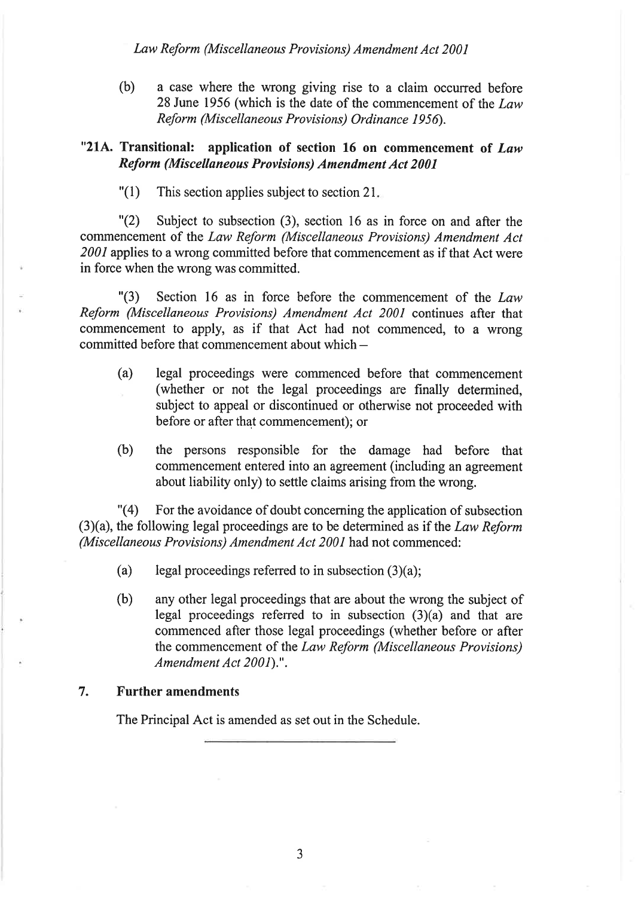(b) a case where the wrong giving rise to a claim occurred before 28 June 1956 (which is the date of the commencement of the *Law Reform (Miscellaneous Provisions) Ordinance 1956*).

### "21A. Transitional: application of section 16 on commencement of *Law Reform (Miscellaneous Provisions) Amendment Act 2001*

"(1) This section applies subject to section 21.

"(2) Subject to subsection (3), section 16 as in force on and after the commencement of the *Law Reform (Miscellaneous Provisions) Amendment Act 2001* applies to a wrong committed before that commencement as if that Act were in force when the wrong was committed.

"(3) Section 16 as in force before the commencement of the *Law Reform (Miscellaneous Provisions) Amendment Act 2001* continues after that commencement to apply, as if that Act had not commenced, to a wrong committed before that commencement about which –

(a) legal proceedings were commenced before that commencement (whether or not the legal proceedings are finally determined, subject to appeal or discontinued or otherwise not proceeded with before or after that commencement); or

(b) the persons responsible for the damage had before that commencement entered into an agreement (including an agreement about liability only) to settle claims arising from the wrong.

"(4) For the avoidance of doubt concerning the application of subsection (3)(a), the following legal proceedings are to be determined as if the *Law Reform (Miscellaneous Provisions) Amendment Act 2001* had not commenced:

(a) legal proceedings referred to in subsection (3)(a);

(b) any other legal proceedings that are about the wrong the subject of legal proceedings referred to in subsection (3)(a) and that are commenced after those legal proceedings (whether before or after the commencement of the *Law Reform (Miscellaneous Provisions) Amendment Act 2001*).".

## 7. Further amendments

The Principal Act is amended as set out in the Schedule.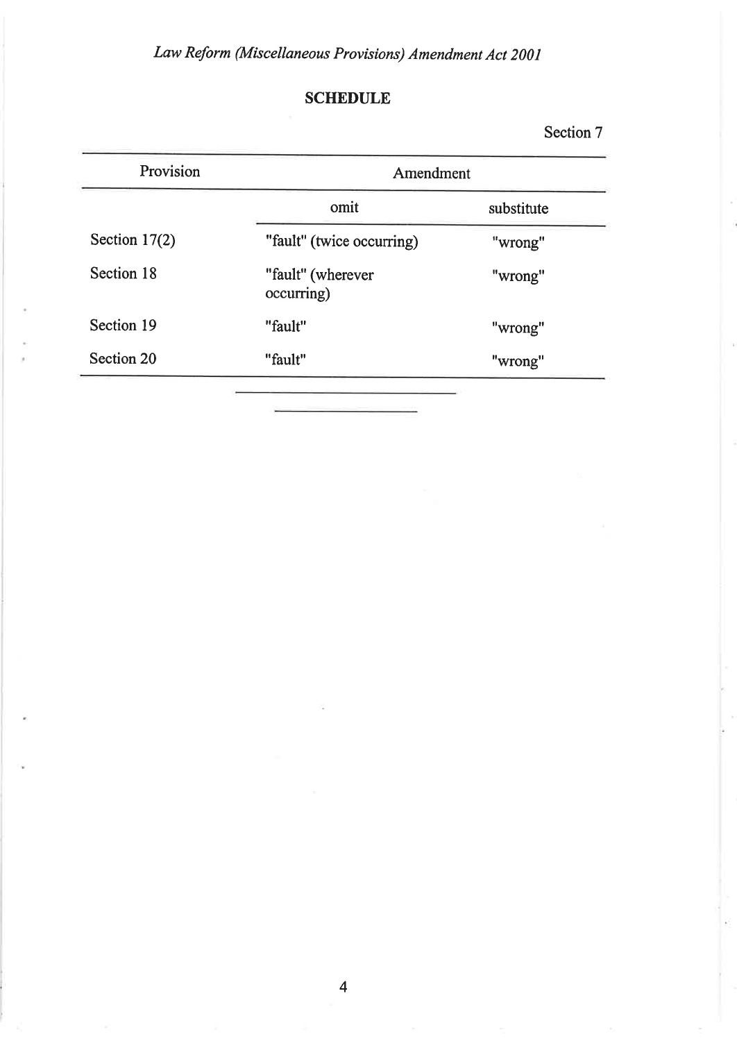## SCHEDULE

Section 7

| Provision | Amendment | |
| --- | --- | --- |
| | omit | substitute |
| Section 17(2) | "fault" (twice occurring) | "wrong" |
| Section 18 | "fault" (wherever occurring) | "wrong" |
| Section 19 | "fault" | "wrong" |
| Section 20 | "fault" | "wrong" |